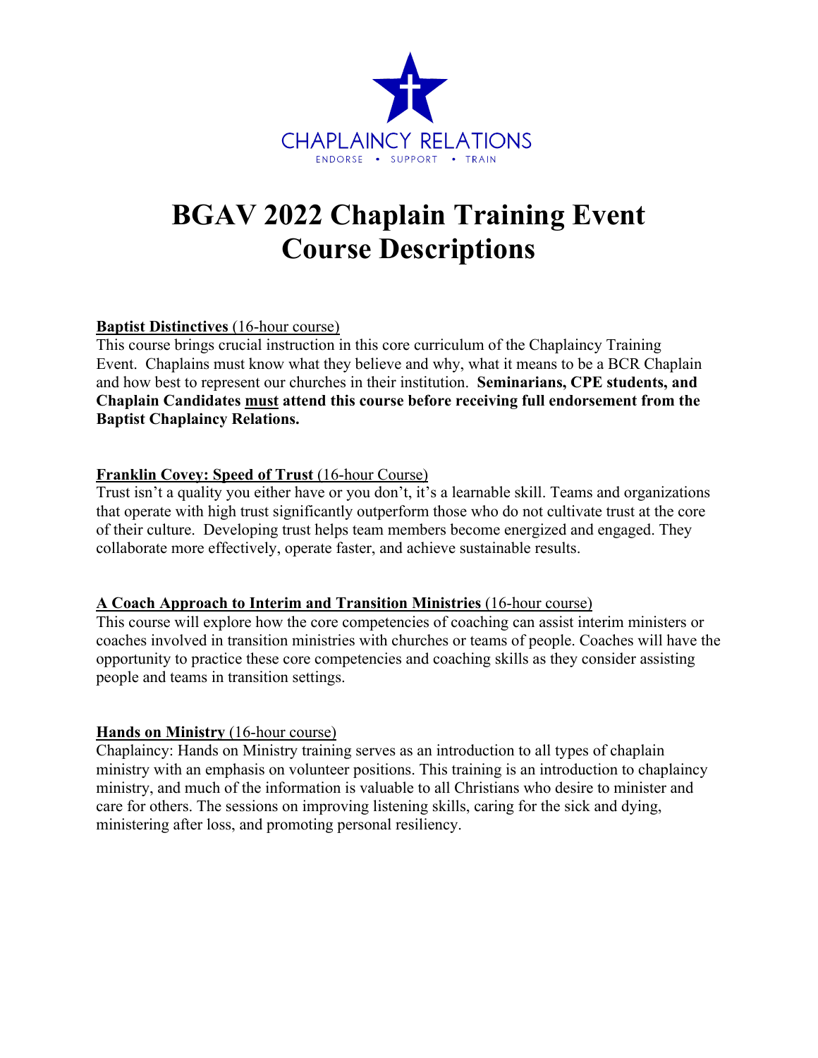CHAPLAINCY RELATIONS

ENDORSE • SUPPORT • TRAIN

# BGAV 2022 Chaplain Training Event Course Descriptions

**Baptist Distinctives** (16-hour course)

This course brings crucial instruction in this core curriculum of the Chaplaincy Training Event. Chaplains must know what they believe and why, what it means to be a BCR Chaplain and how best to represent our churches in their institution. **Seminarians, CPE students, and Chaplain Candidates must attend this course before receiving full endorsement from the Baptist Chaplaincy Relations.**

**Franklin Covey: Speed of Trust** (16-hour Course)

Trust isn't a quality you either have or you don't, it's a learnable skill. Teams and organizations that operate with high trust significantly outperform those who do not cultivate trust at the core of their culture. Developing trust helps team members become energized and engaged. They collaborate more effectively, operate faster, and achieve sustainable results.

**A Coach Approach to Interim and Transition Ministries** (16-hour course)

This course will explore how the core competencies of coaching can assist interim ministers or coaches involved in transition ministries with churches or teams of people. Coaches will have the opportunity to practice these core competencies and coaching skills as they consider assisting people and teams in transition settings.

**Hands on Ministry** (16-hour course)

Chaplaincy: Hands on Ministry training serves as an introduction to all types of chaplain ministry with an emphasis on volunteer positions. This training is an introduction to chaplaincy ministry, and much of the information is valuable to all Christians who desire to minister and care for others. The sessions on improving listening skills, caring for the sick and dying, ministering after loss, and promoting personal resiliency.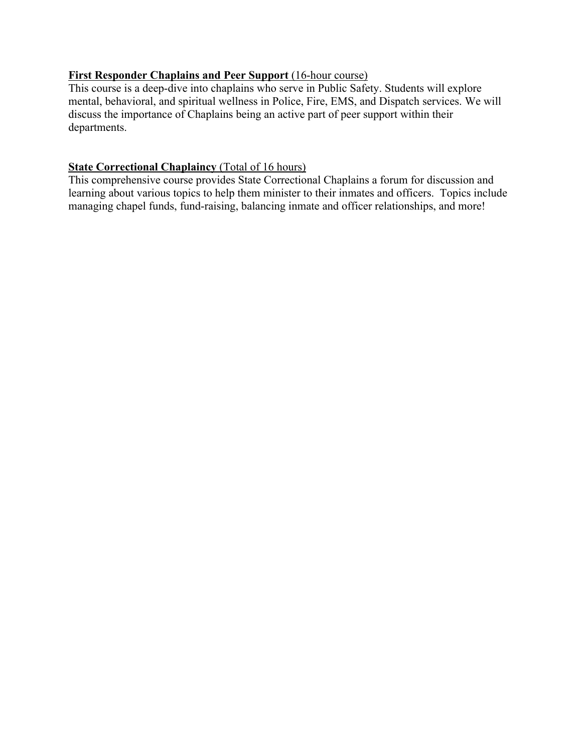**First Responder Chaplains and Peer Support** (16-hour course)
This course is a deep-dive into chaplains who serve in Public Safety. Students will explore mental, behavioral, and spiritual wellness in Police, Fire, EMS, and Dispatch services. We will discuss the importance of Chaplains being an active part of peer support within their departments.

**State Correctional Chaplaincy** (Total of 16 hours)
This comprehensive course provides State Correctional Chaplains a forum for discussion and learning about various topics to help them minister to their inmates and officers. Topics include managing chapel funds, fund-raising, balancing inmate and officer relationships, and more!